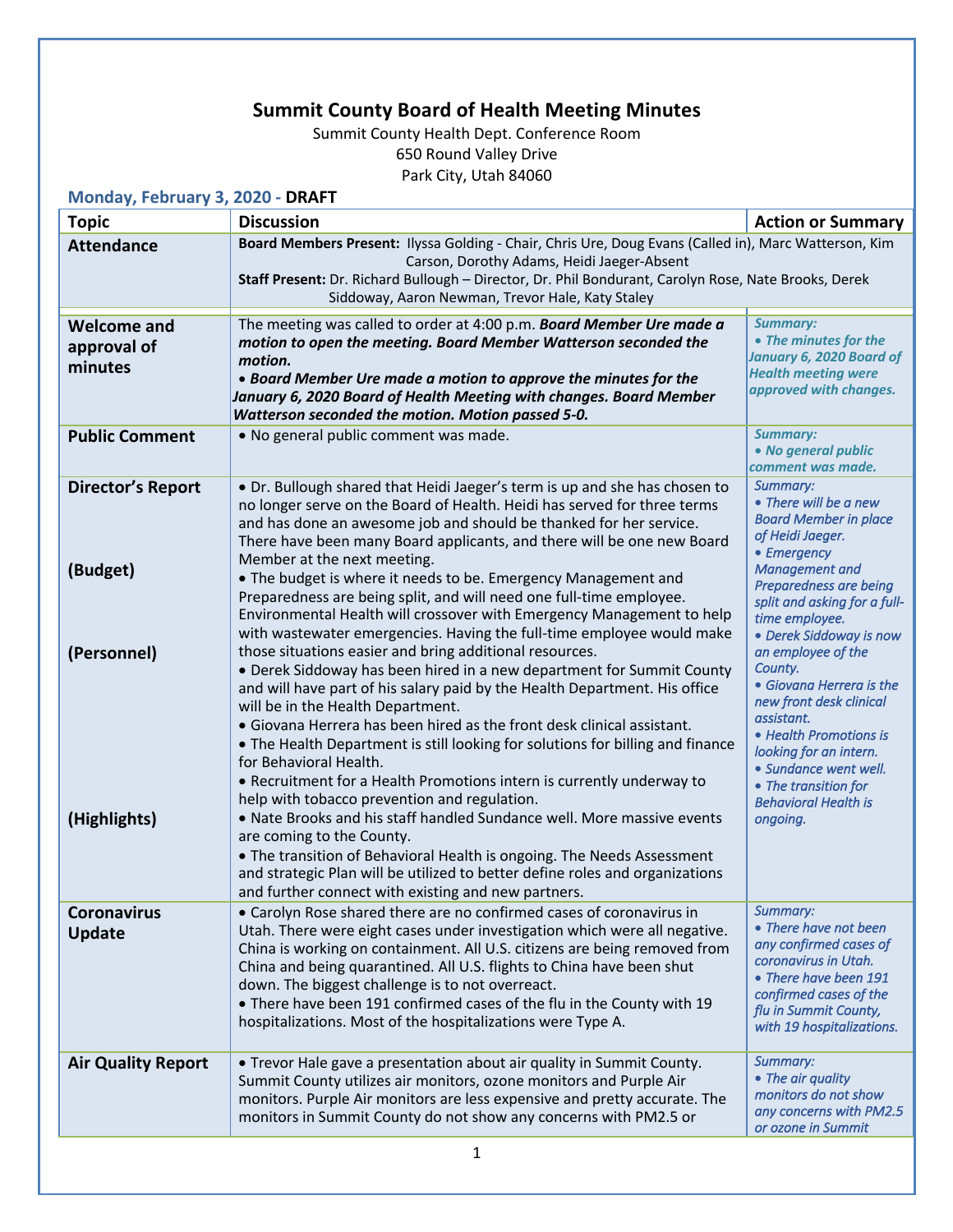# Summit County Board of Health Meeting Minutes

Summit County Health Dept. Conference Room
650 Round Valley Drive
Park City, Utah 84060

**Monday, February 3, 2020 - DRAFT**

| Topic | Discussion | Action or Summary |
|---|---|---|
| **Attendance** | **Board Members Present:** Ilyssa Golding - Chair, Chris Ure, Doug Evans (Called in), Marc Watterson, Kim Carson, Dorothy Adams, Heidi Jaeger-Absent<br>**Staff Present:** Dr. Richard Bullough – Director, Dr. Phil Bondurant, Carolyn Rose, Nate Brooks, Derek Siddoway, Aaron Newman, Trevor Hale, Katy Staley | |
| **Welcome and approval of minutes** | The meeting was called to order at 4:00 p.m. ***Board Member Ure made a motion to open the meeting. Board Member Watterson seconded the motion.***<br>• ***Board Member Ure made a motion to approve the minutes for the January 6, 2020 Board of Health Meeting with changes. Board Member Watterson seconded the motion. Motion passed 5-0.*** | *Summary:*<br>***• The minutes for the January 6, 2020 Board of Health meeting were approved with changes.*** |
| **Public Comment** | • No general public comment was made. | *Summary:*<br>***• No general public comment was made.*** |
| **Director's Report**<br><br>**(Budget)**<br><br>**(Personnel)**<br><br>**(Highlights)** | • Dr. Bullough shared that Heidi Jaeger's term is up and she has chosen to no longer serve on the Board of Health. Heidi has served for three terms and has done an awesome job and should be thanked for her service. There have been many Board applicants, and there will be one new Board Member at the next meeting.<br>• The budget is where it needs to be. Emergency Management and Preparedness are being split, and will need one full-time employee. Environmental Health will crossover with Emergency Management to help with wastewater emergencies. Having the full-time employee would make those situations easier and bring additional resources.<br>• Derek Siddoway has been hired in a new department for Summit County and will have part of his salary paid by the Health Department. His office will be in the Health Department.<br>• Giovana Herrera has been hired as the front desk clinical assistant.<br>• The Health Department is still looking for solutions for billing and finance for Behavioral Health.<br>• Recruitment for a Health Promotions intern is currently underway to help with tobacco prevention and regulation.<br>• Nate Brooks and his staff handled Sundance well. More massive events are coming to the County.<br>• The transition of Behavioral Health is ongoing. The Needs Assessment and strategic Plan will be utilized to better define roles and organizations and further connect with existing and new partners. | *Summary:*<br>*• There will be a new Board Member in place of Heidi Jaeger.*<br>*• Emergency Management and Preparedness are being split and asking for a full-time employee.*<br>*• Derek Siddoway is now an employee of the County.*<br>*• Giovana Herrera is the new front desk clinical assistant.*<br>*• Health Promotions is looking for an intern.*<br>*• Sundance went well.*<br>*• The transition for Behavioral Health is ongoing.* |
| **Coronavirus Update** | • Carolyn Rose shared there are no confirmed cases of coronavirus in Utah. There were eight cases under investigation which were all negative. China is working on containment. All U.S. citizens are being removed from China and being quarantined. All U.S. flights to China have been shut down. The biggest challenge is to not overreact.<br>• There have been 191 confirmed cases of the flu in the County with 19 hospitalizations. Most of the hospitalizations were Type A. | *Summary:*<br>*• There have not been any confirmed cases of coronavirus in Utah.*<br>*• There have been 191 confirmed cases of the flu in Summit County, with 19 hospitalizations.* |
| **Air Quality Report** | • Trevor Hale gave a presentation about air quality in Summit County. Summit County utilizes air monitors, ozone monitors and Purple Air monitors. Purple Air monitors are less expensive and pretty accurate. The monitors in Summit County do not show any concerns with PM2.5 or | *Summary:*<br>*• The air quality monitors do not show any concerns with PM2.5 or ozone in Summit* |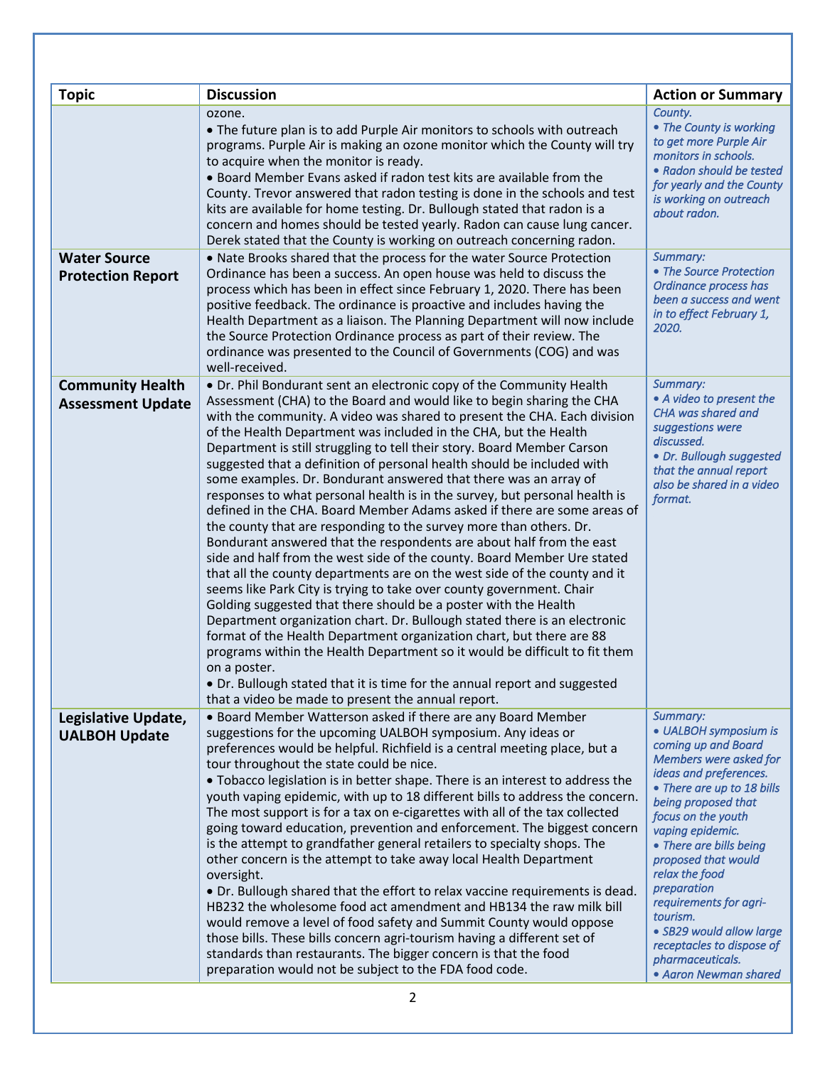| Topic | Discussion | Action or Summary |
|---|---|---|
| | ozone.<br>• The future plan is to add Purple Air monitors to schools with outreach programs. Purple Air is making an ozone monitor which the County will try to acquire when the monitor is ready.<br>• Board Member Evans asked if radon test kits are available from the County. Trevor answered that radon testing is done in the schools and test kits are available for home testing. Dr. Bullough stated that radon is a concern and homes should be tested yearly. Radon can cause lung cancer. Derek stated that the County is working on outreach concerning radon. | *County.*<br>*• The County is working to get more Purple Air monitors in schools.*<br>*• Radon should be tested for yearly and the County is working on outreach about radon.* |
| **Water Source Protection Report** | • Nate Brooks shared that the process for the water Source Protection Ordinance has been a success. An open house was held to discuss the process which has been in effect since February 1, 2020. There has been positive feedback. The ordinance is proactive and includes having the Health Department as a liaison. The Planning Department will now include the Source Protection Ordinance process as part of their review. The ordinance was presented to the Council of Governments (COG) and was well-received. | *Summary:*<br>*• The Source Protection Ordinance process has been a success and went in to effect February 1, 2020.* |
| **Community Health Assessment Update** | • Dr. Phil Bondurant sent an electronic copy of the Community Health Assessment (CHA) to the Board and would like to begin sharing the CHA with the community. A video was shared to present the CHA. Each division of the Health Department was included in the CHA, but the Health Department is still struggling to tell their story. Board Member Carson suggested that a definition of personal health should be included with some examples. Dr. Bondurant answered that there was an array of responses to what personal health is in the survey, but personal health is defined in the CHA. Board Member Adams asked if there are some areas of the county that are responding to the survey more than others. Dr. Bondurant answered that the respondents are about half from the east side and half from the west side of the county. Board Member Ure stated that all the county departments are on the west side of the county and it seems like Park City is trying to take over county government. Chair Golding suggested that there should be a poster with the Health Department organization chart. Dr. Bullough stated there is an electronic format of the Health Department organization chart, but there are 88 programs within the Health Department so it would be difficult to fit them on a poster.<br>• Dr. Bullough stated that it is time for the annual report and suggested that a video be made to present the annual report. | *Summary:*<br>*• A video to present the CHA was shared and suggestions were discussed.*<br>*• Dr. Bullough suggested that the annual report also be shared in a video format.* |
| **Legislative Update, UALBOH Update** | • Board Member Watterson asked if there are any Board Member suggestions for the upcoming UALBOH symposium. Any ideas or preferences would be helpful. Richfield is a central meeting place, but a tour throughout the state could be nice.<br>• Tobacco legislation is in better shape. There is an interest to address the youth vaping epidemic, with up to 18 different bills to address the concern. The most support is for a tax on e-cigarettes with all of the tax collected going toward education, prevention and enforcement. The biggest concern is the attempt to grandfather general retailers to specialty shops. The other concern is the attempt to take away local Health Department oversight.<br>• Dr. Bullough shared that the effort to relax vaccine requirements is dead. HB232 the wholesome food act amendment and HB134 the raw milk bill would remove a level of food safety and Summit County would oppose those bills. These bills concern agri-tourism having a different set of standards than restaurants. The bigger concern is that the food preparation would not be subject to the FDA food code. | *Summary:*<br>*• UALBOH symposium is coming up and Board Members were asked for ideas and preferences.*<br>*• There are up to 18 bills being proposed that focus on the youth vaping epidemic.*<br>*• There are bills being proposed that would relax the food preparation requirements for agri-tourism.*<br>*• SB29 would allow large receptacles to dispose of pharmaceuticals.*<br>*• Aaron Newman shared* |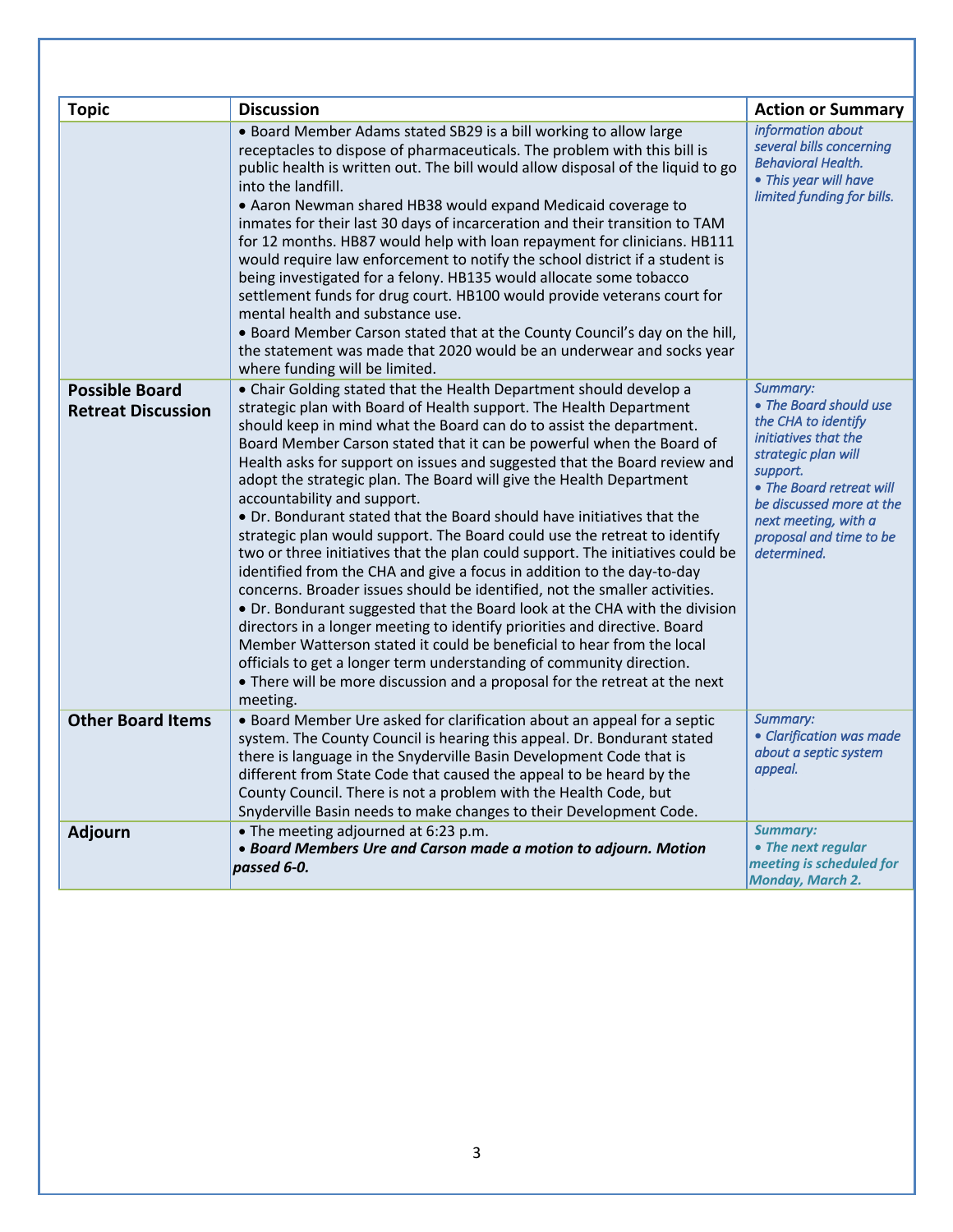| Topic | Discussion | Action or Summary |
| --- | --- | --- |
| | • Board Member Adams stated SB29 is a bill working to allow large receptacles to dispose of pharmaceuticals. The problem with this bill is public health is written out. The bill would allow disposal of the liquid to go into the landfill.<br>• Aaron Newman shared HB38 would expand Medicaid coverage to inmates for their last 30 days of incarceration and their transition to TAM for 12 months. HB87 would help with loan repayment for clinicians. HB111 would require law enforcement to notify the school district if a student is being investigated for a felony. HB135 would allocate some tobacco settlement funds for drug court. HB100 would provide veterans court for mental health and substance use.<br>• Board Member Carson stated that at the County Council's day on the hill, the statement was made that 2020 would be an underwear and socks year where funding will be limited. | *information about several bills concerning Behavioral Health.*<br>*• This year will have limited funding for bills.* |
| **Possible Board Retreat Discussion** | • Chair Golding stated that the Health Department should develop a strategic plan with Board of Health support. The Health Department should keep in mind what the Board can do to assist the department. Board Member Carson stated that it can be powerful when the Board of Health asks for support on issues and suggested that the Board review and adopt the strategic plan. The Board will give the Health Department accountability and support.<br>• Dr. Bondurant stated that the Board should have initiatives that the strategic plan would support. The Board could use the retreat to identify two or three initiatives that the plan could support. The initiatives could be identified from the CHA and give a focus in addition to the day-to-day concerns. Broader issues should be identified, not the smaller activities.<br>• Dr. Bondurant suggested that the Board look at the CHA with the division directors in a longer meeting to identify priorities and directive. Board Member Watterson stated it could be beneficial to hear from the local officials to get a longer term understanding of community direction.<br>• There will be more discussion and a proposal for the retreat at the next meeting. | *Summary:*<br>*• The Board should use the CHA to identify initiatives that the strategic plan will support.*<br>*• The Board retreat will be discussed more at the next meeting, with a proposal and time to be determined.* |
| **Other Board Items** | • Board Member Ure asked for clarification about an appeal for a septic system. The County Council is hearing this appeal. Dr. Bondurant stated there is language in the Snyderville Basin Development Code that is different from State Code that caused the appeal to be heard by the County Council. There is not a problem with the Health Code, but Snyderville Basin needs to make changes to their Development Code. | *Summary:*<br>*• Clarification was made about a septic system appeal.* |
| **Adjourn** | • The meeting adjourned at 6:23 p.m.<br>***• Board Members Ure and Carson made a motion to adjourn. Motion passed 6-0.*** | *Summary:*<br>*• The next regular meeting is scheduled for Monday, March 2.* |